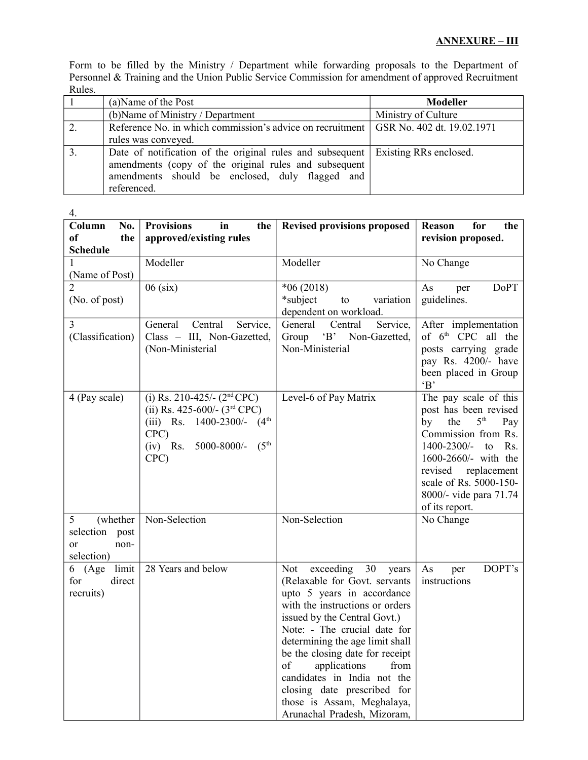**ANNEXURE – III**

Form to be filled by the Ministry / Department while forwarding proposals to the Department of Personnel & Training and the Union Public Service Commission for amendment of approved Recruitment Rules.

| 1 | (a)Name of the Post | **Modeller** |
|---|---|---|
| | (b)Name of Ministry / Department | Ministry of Culture |
| 2. | Reference No. in which commission's advice on recruitment rules was conveyed. | GSR No. 402 dt. 19.02.1971 |
| 3. | Date of notification of the original rules and subsequent amendments (copy of the original rules and subsequent amendments should be enclosed, duly flagged and referenced. | Existing RRs enclosed. |

4.

| Column No. of the Schedule | Provisions in the approved/existing rules | Revised provisions proposed | Reason for the revision proposed. |
|---|---|---|---|
| 1 (Name of Post) | Modeller | Modeller | No Change |
| 2 (No. of post) | 06 (six) | *06 (2018)<br>*subject to variation dependent on workload. | As per DoPT guidelines. |
| 3 (Classification) | General Central Service, Class – III, Non-Gazetted, (Non-Ministerial | General Central Service, Group 'B' Non-Gazetted, Non-Ministerial | After implementation of 6th CPC all the posts carrying grade pay Rs. 4200/- have been placed in Group 'B' |
| 4 (Pay scale) | (i) Rs. 210-425/- (2nd CPC)<br>(ii) Rs. 425-600/- (3rd CPC)<br>(iii) Rs. 1400-2300/- (4th CPC)<br>(iv) Rs. 5000-8000/- (5th CPC) | Level-6 of Pay Matrix | The pay scale of this post has been revised by the 5th Pay Commission from Rs. 1400-2300/- to Rs. 1600-2660/- with the revised replacement scale of Rs. 5000-150-8000/- vide para 71.74 of its report. |
| 5 (whether selection post or non-selection) | Non-Selection | Non-Selection | No Change |
| 6 (Age limit for direct recruits) | 28 Years and below | Not exceeding 30 years (Relaxable for Govt. servants upto 5 years in accordance with the instructions or orders issued by the Central Govt.)<br>Note: - The crucial date for determining the age limit shall be the closing date for receipt of applications from candidates in India not the closing date prescribed for those is Assam, Meghalaya, Arunachal Pradesh, Mizoram, | As per DOPT's instructions |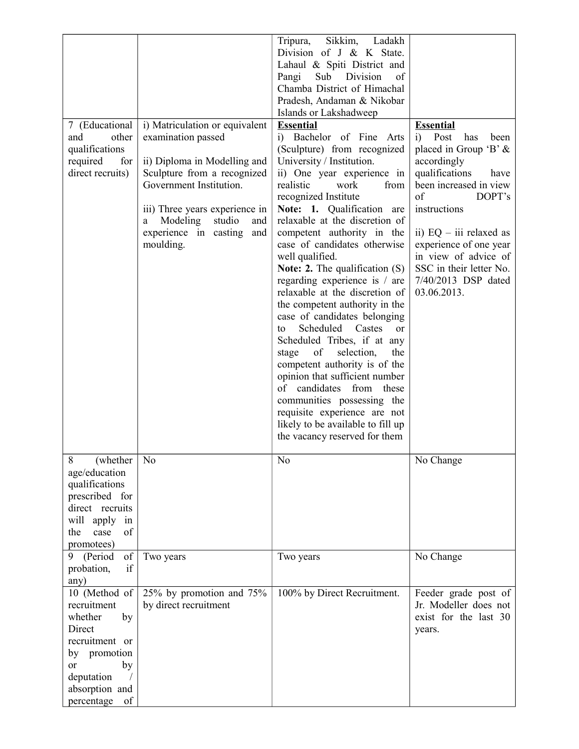| | | | |
|---|---|---|---|
| | | Tripura, Sikkim, Ladakh Division of J & K State. Lahaul & Spiti District and Pangi Sub Division of Chamba District of Himachal Pradesh, Andaman & Nikobar Islands or Lakshadweep | |
| 7 (Educational and other qualifications required for direct recruits) | i) Matriculation or equivalent examination passed<br><br>ii) Diploma in Modelling and Sculpture from a recognized Government Institution.<br><br>iii) Three years experience in a Modeling studio and experience in casting and moulding. | **Essential**<br>i) Bachelor of Fine Arts (Sculpture) from recognized University / Institution.<br>ii) One year experience in realistic work from recognized Institute<br>**Note: 1.** Qualification are relaxable at the discretion of competent authority in the case of candidates otherwise well qualified.<br>**Note: 2.** The qualification (S) regarding experience is / are relaxable at the discretion of the competent authority in the case of candidates belonging to Scheduled Castes or Scheduled Tribes, if at any stage of selection, the competent authority is of the opinion that sufficient number of candidates from these communities possessing the requisite experience are not likely to be available to fill up the vacancy reserved for them | **Essential**<br>i) Post has been placed in Group 'B' & accordingly qualifications have been increased in view of DOPT's instructions<br><br>ii) EQ – iii relaxed as experience of one year in view of advice of SSC in their letter No. 7/40/2013 DSP dated 03.06.2013. |
| 8 (whether age/education qualifications prescribed for direct recruits will apply in the case of promotees) | No | No | No Change |
| 9 (Period of probation, if any) | Two years | Two years | No Change |
| 10 (Method of recruitment whether by Direct recruitment or by promotion or by deputation / absorption and percentage of | 25% by promotion and 75% by direct recruitment | 100% by Direct Recruitment. | Feeder grade post of Jr. Modeller does not exist for the last 30 years. |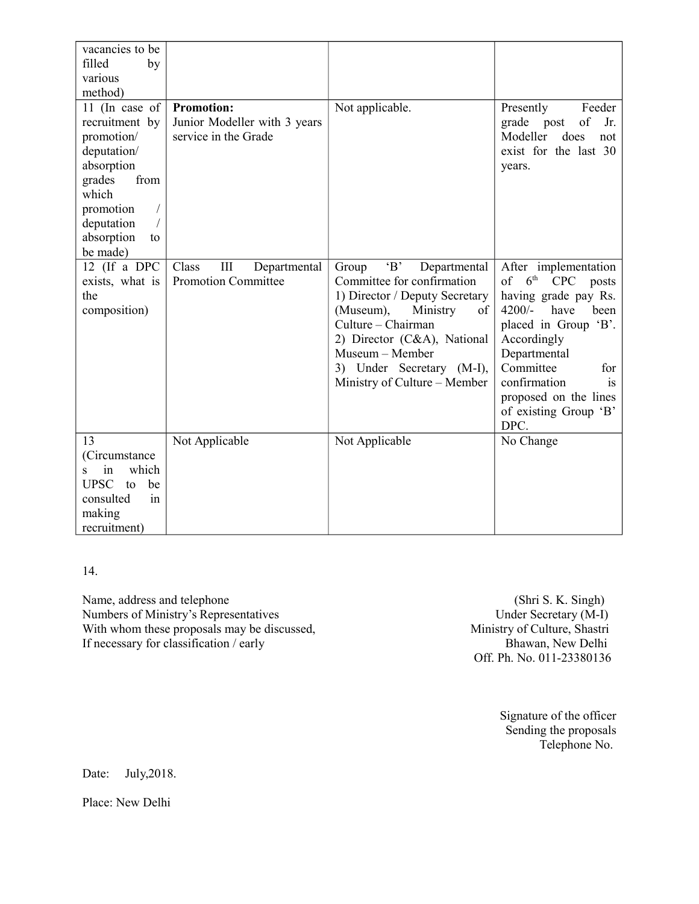| | | | |
|---|---|---|---|
| vacancies to be filled by various method) | | | |
| 11 (In case of recruitment by promotion/ deputation/ absorption grades from which promotion / deputation / absorption to be made) | **Promotion:** Junior Modeller with 3 years service in the Grade | Not applicable. | Presently Feeder grade post of Jr. Modeller does not exist for the last 30 years. |
| 12 (If a DPC exists, what is the composition) | Class III Departmental Promotion Committee | Group 'B' Departmental Committee for confirmation<br>1) Director / Deputy Secretary (Museum), Ministry of Culture – Chairman<br>2) Director (C&A), National Museum – Member<br>3) Under Secretary (M-I), Ministry of Culture – Member | After implementation of 6th CPC posts having grade pay Rs. 4200/- have been placed in Group 'B'. Accordingly Departmental Committee for confirmation is proposed on the lines of existing Group 'B' DPC. |
| 13 (Circumstances in which UPSC to be consulted in making recruitment) | Not Applicable | Not Applicable | No Change |

14.

Name, address and telephone
Numbers of Ministry's Representatives
With whom these proposals may be discussed,
If necessary for classification / early

(Shri S. K. Singh)
Under Secretary (M-I)
Ministry of Culture, Shastri Bhawan, New Delhi
Off. Ph. No. 011-23380136

Signature of the officer
Sending the proposals
Telephone No.

Date: July,2018.

Place: New Delhi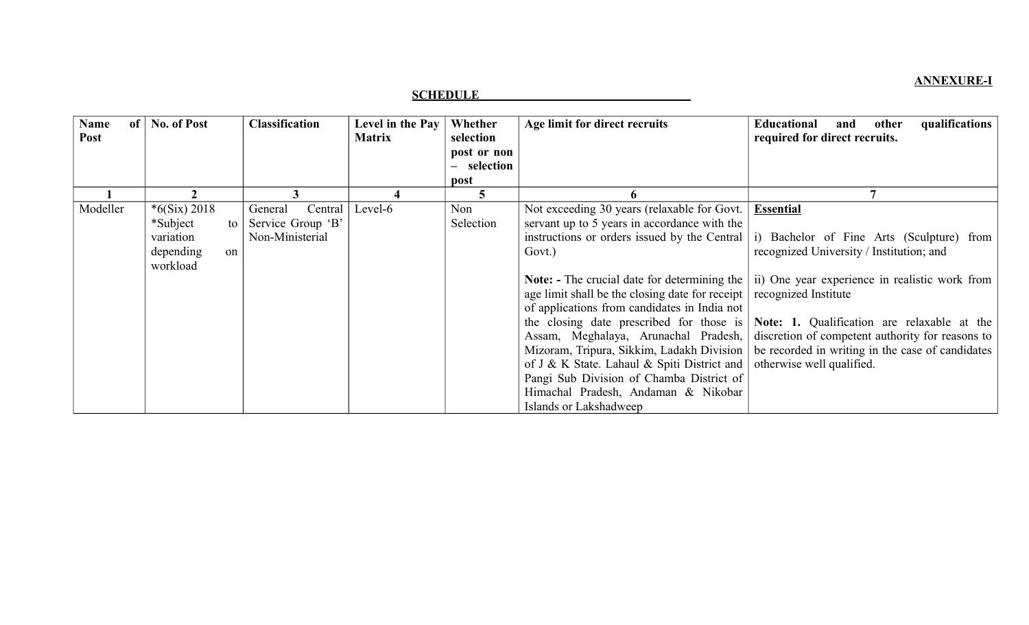**ANNEXURE-I**

**SCHEDULE**

| Name of Post | No. of Post | Classification | Level in the Pay Matrix | Whether selection post or non – selection post | Age limit for direct recruits | Educational and other qualifications required for direct recruits. |
|---|---|---|---|---|---|---|
| 1 | 2 | 3 | 4 | 5 | 6 | 7 |
| Modeller | *6(Six) 2018 *Subject to variation depending on workload | General Central Service Group 'B' Non-Ministerial | Level-6 | Non Selection | Not exceeding 30 years (relaxable for Govt. servant up to 5 years in accordance with the instructions or orders issued by the Central Govt.)<br><br>**Note: -** The crucial date for determining the age limit shall be the closing date for receipt of applications from candidates in India not the closing date prescribed for those is Assam, Meghalaya, Arunachal Pradesh, Mizoram, Tripura, Sikkim, Ladakh Division of J & K State. Lahaul & Spiti District and Pangi Sub Division of Chamba District of Himachal Pradesh, Andaman & Nikobar Islands or Lakshadweep | **Essential**<br><br>i) Bachelor of Fine Arts (Sculpture) from recognized University / Institution; and<br><br>ii) One year experience in realistic work from recognized Institute<br><br>**Note: 1.** Qualification are relaxable at the discretion of competent authority for reasons to be recorded in writing in the case of candidates otherwise well qualified. |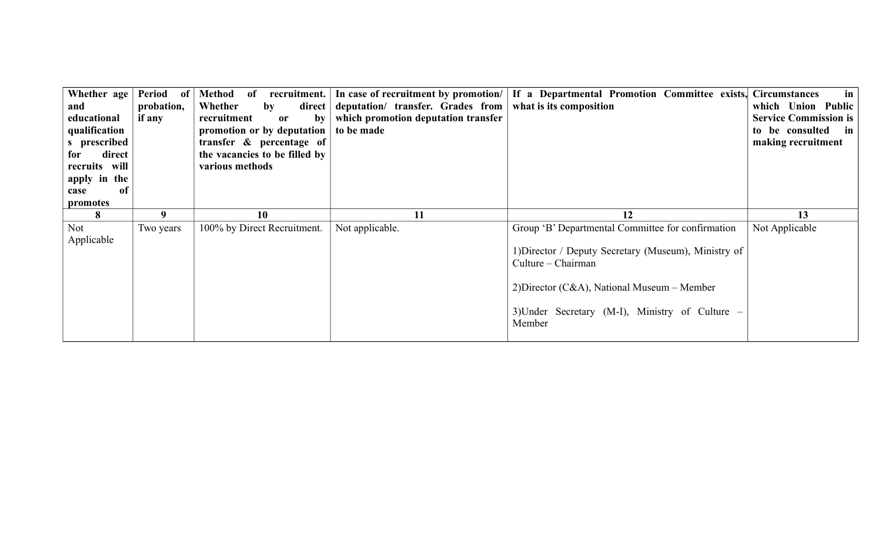| Whether age and educational qualifications prescribed for direct recruits will apply in the case of promotes | Period of probation, if any | Method of recruitment. Whether by direct recruitment or by promotion or by deputation transfer & percentage of the vacancies to be filled by various methods | In case of recruitment by promotion/ deputation/ transfer. Grades from which promotion deputation transfer to be made | If a Departmental Promotion Committee exists, what is its composition | Circumstances in which Union Public Service Commission is to be consulted in making recruitment |
|---|---|---|---|---|---|
| 8 | 9 | 10 | 11 | 12 | 13 |
| Not Applicable | Two years | 100% by Direct Recruitment. | Not applicable. | Group 'B' Departmental Committee for confirmation<br><br>1)Director / Deputy Secretary (Museum), Ministry of Culture – Chairman<br><br>2)Director (C&A), National Museum – Member<br><br>3)Under Secretary (M-I), Ministry of Culture – Member | Not Applicable |